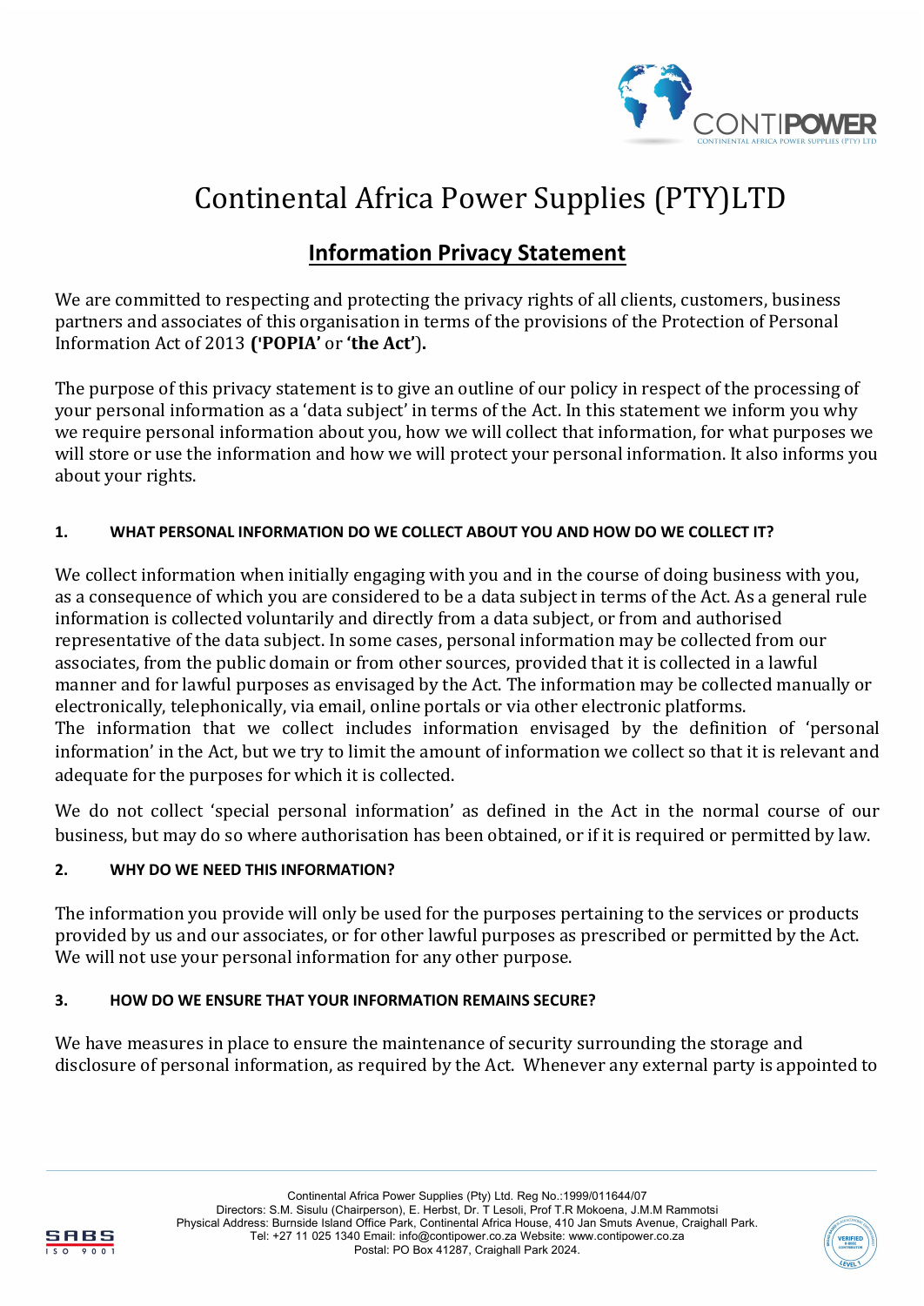# Continental Africa Power Supplies (PTY)LTD

## Information Privacy Statement

We are committed to respecting and protecting the privacy rights of all clients, customers, business partners and associates of this organisation in terms of the provisions of the Protection of Personal Information Act of 2013 **('POPIA'** or **'the Act').**

The purpose of this privacy statement is to give an outline of our policy in respect of the processing of your personal information as a 'data subject' in terms of the Act. In this statement we inform you why we require personal information about you, how we will collect that information, for what purposes we will store or use the information and how we will protect your personal information. It also informs you about your rights.

### 1. WHAT PERSONAL INFORMATION DO WE COLLECT ABOUT YOU AND HOW DO WE COLLECT IT?

We collect information when initially engaging with you and in the course of doing business with you, as a consequence of which you are considered to be a data subject in terms of the Act. As a general rule information is collected voluntarily and directly from a data subject, or from and authorised representative of the data subject. In some cases, personal information may be collected from our associates, from the public domain or from other sources, provided that it is collected in a lawful manner and for lawful purposes as envisaged by the Act. The information may be collected manually or electronically, telephonically, via email, online portals or via other electronic platforms.
The information that we collect includes information envisaged by the definition of 'personal information' in the Act, but we try to limit the amount of information we collect so that it is relevant and adequate for the purposes for which it is collected.

We do not collect 'special personal information' as defined in the Act in the normal course of our business, but may do so where authorisation has been obtained, or if it is required or permitted by law.

### 2. WHY DO WE NEED THIS INFORMATION?

The information you provide will only be used for the purposes pertaining to the services or products provided by us and our associates, or for other lawful purposes as prescribed or permitted by the Act. We will not use your personal information for any other purpose.

### 3. HOW DO WE ENSURE THAT YOUR INFORMATION REMAINS SECURE?

We have measures in place to ensure the maintenance of security surrounding the storage and disclosure of personal information, as required by the Act. Whenever any external party is appointed to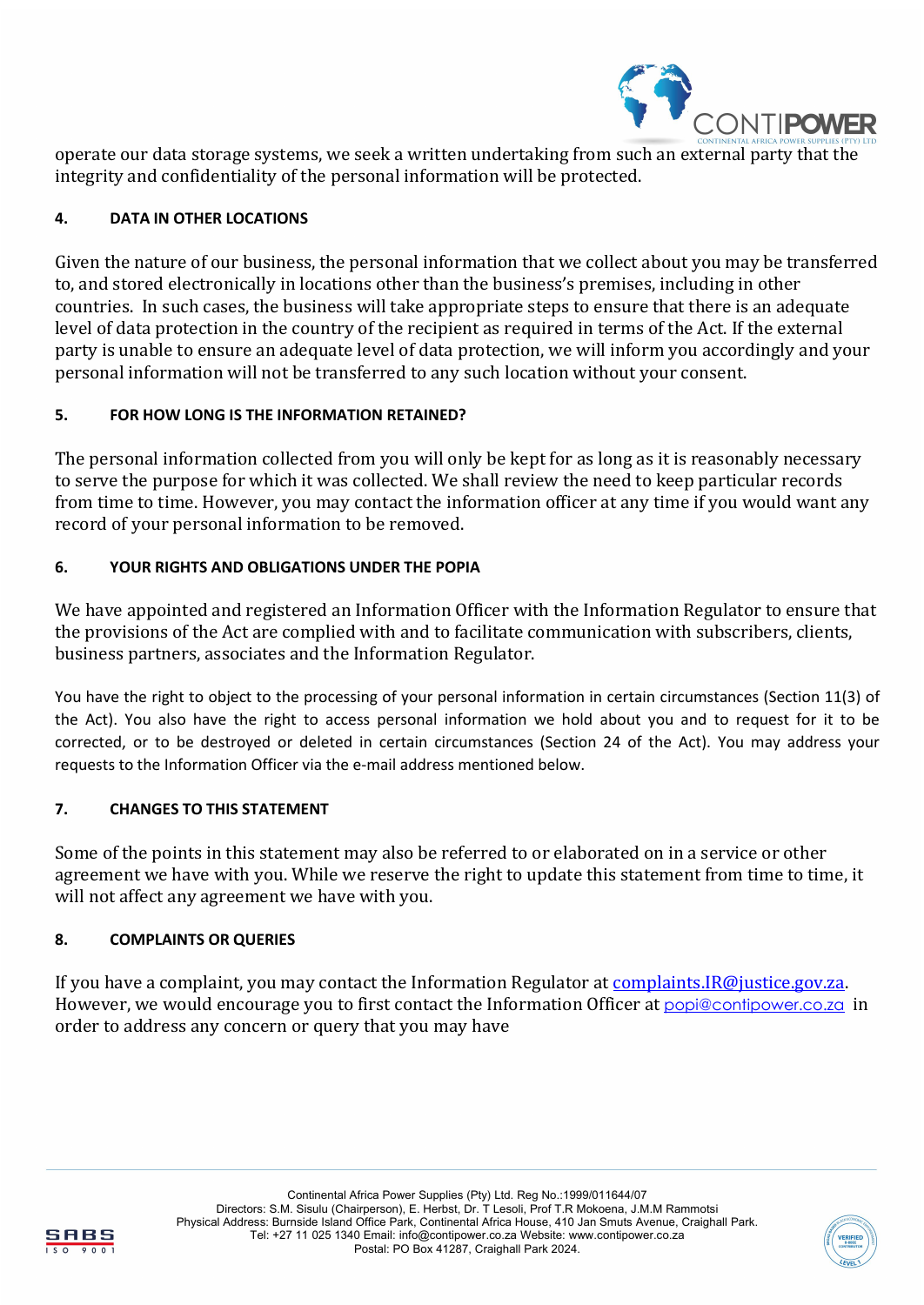operate our data storage systems, we seek a written undertaking from such an external party that the integrity and confidentiality of the personal information will be protected.

## 4. DATA IN OTHER LOCATIONS

Given the nature of our business, the personal information that we collect about you may be transferred to, and stored electronically in locations other than the business's premises, including in other countries. In such cases, the business will take appropriate steps to ensure that there is an adequate level of data protection in the country of the recipient as required in terms of the Act. If the external party is unable to ensure an adequate level of data protection, we will inform you accordingly and your personal information will not be transferred to any such location without your consent.

## 5. FOR HOW LONG IS THE INFORMATION RETAINED?

The personal information collected from you will only be kept for as long as it is reasonably necessary to serve the purpose for which it was collected. We shall review the need to keep particular records from time to time. However, you may contact the information officer at any time if you would want any record of your personal information to be removed.

## 6. YOUR RIGHTS AND OBLIGATIONS UNDER THE POPIA

We have appointed and registered an Information Officer with the Information Regulator to ensure that the provisions of the Act are complied with and to facilitate communication with subscribers, clients, business partners, associates and the Information Regulator.

You have the right to object to the processing of your personal information in certain circumstances (Section 11(3) of the Act). You also have the right to access personal information we hold about you and to request for it to be corrected, or to be destroyed or deleted in certain circumstances (Section 24 of the Act). You may address your requests to the Information Officer via the e-mail address mentioned below.

## 7. CHANGES TO THIS STATEMENT

Some of the points in this statement may also be referred to or elaborated on in a service or other agreement we have with you. While we reserve the right to update this statement from time to time, it will not affect any agreement we have with you.

## 8. COMPLAINTS OR QUERIES

If you have a complaint, you may contact the Information Regulator at complaints.IR@justice.gov.za. However, we would encourage you to first contact the Information Officer at popi@contipower.co.za in order to address any concern or query that you may have